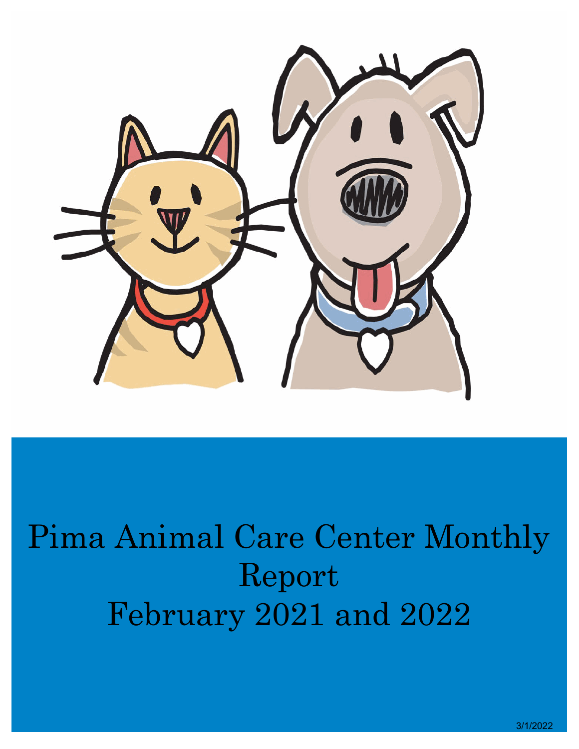# Pima Animal Care Center Monthly Report February 2021 and 2022

3/1/2022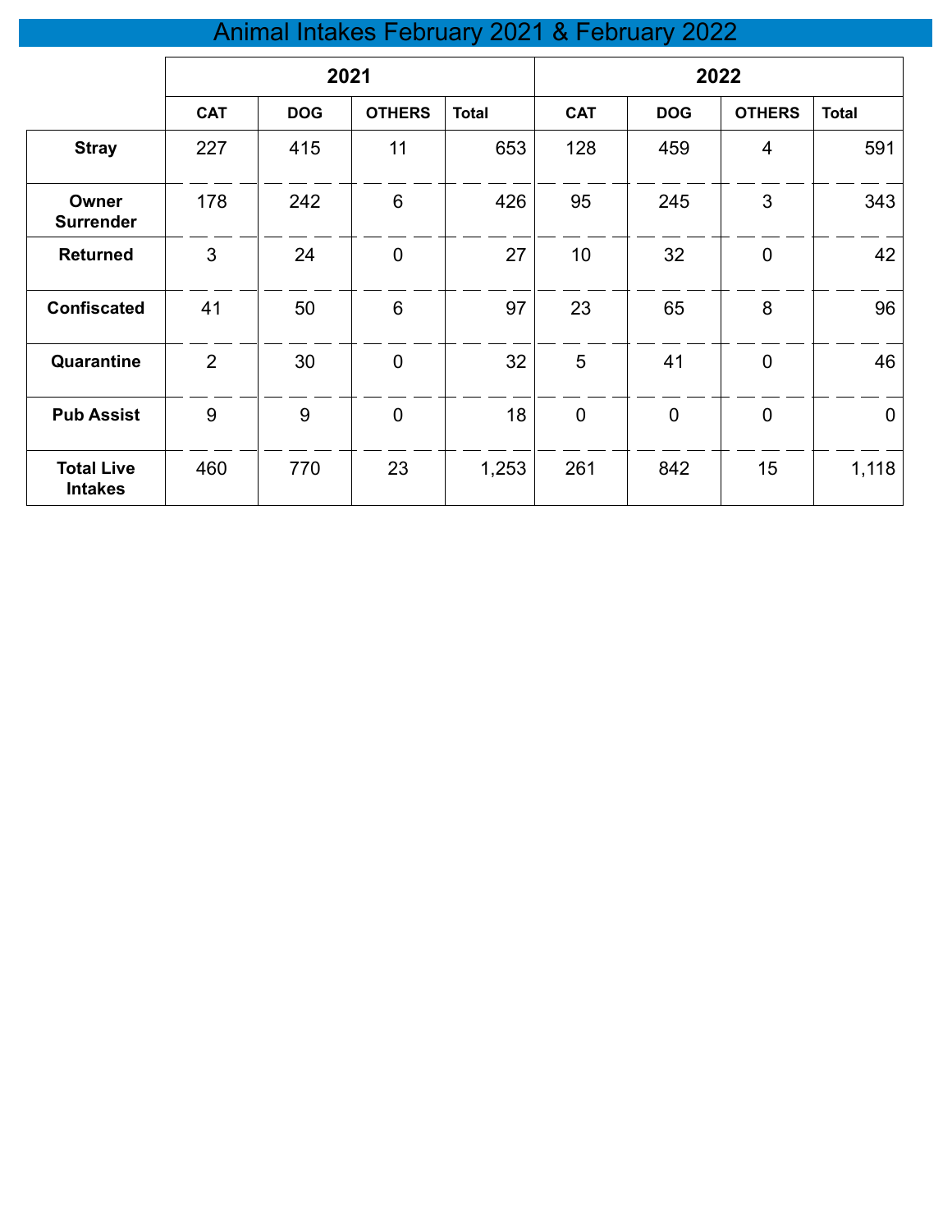# Animal Intakes February 2021 & February 2022

| | 2021 | | | | 2022 | | | |
|---|---|---|---|---|---|---|---|---|
| | CAT | DOG | OTHERS | Total | CAT | DOG | OTHERS | Total |
| **Stray** | 227 | 415 | 11 | 653 | 128 | 459 | 4 | 591 |
| **Owner Surrender** | 178 | 242 | 6 | 426 | 95 | 245 | 3 | 343 |
| **Returned** | 3 | 24 | 0 | 27 | 10 | 32 | 0 | 42 |
| **Confiscated** | 41 | 50 | 6 | 97 | 23 | 65 | 8 | 96 |
| **Quarantine** | 2 | 30 | 0 | 32 | 5 | 41 | 0 | 46 |
| **Pub Assist** | 9 | 9 | 0 | 18 | 0 | 0 | 0 | 0 |
| **Total Live Intakes** | 460 | 770 | 23 | 1,253 | 261 | 842 | 15 | 1,118 |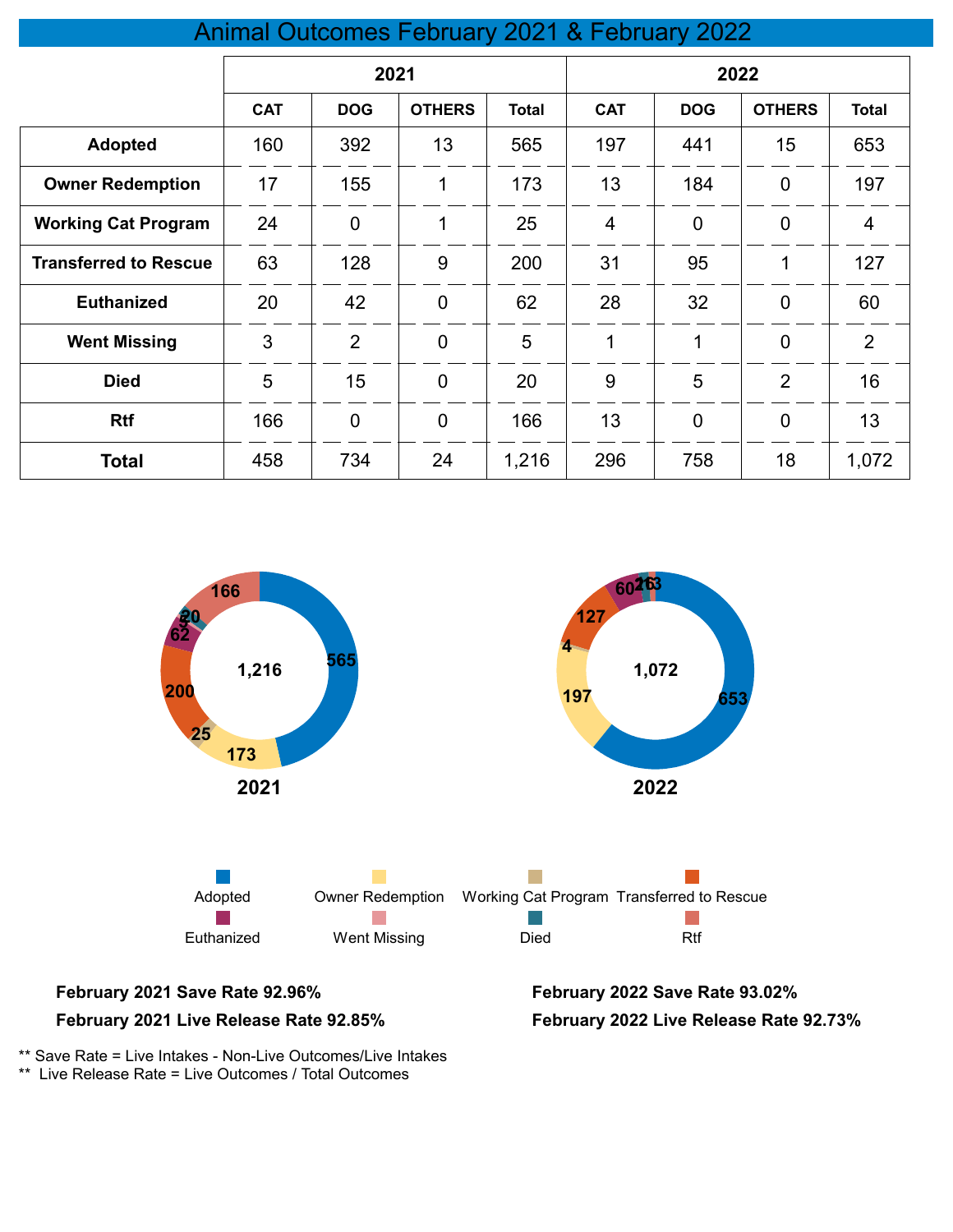# Animal Outcomes February 2021 & February 2022

| | 2021 | | | | 2022 | | | |
|---|---|---|---|---|---|---|---|---|
| | CAT | DOG | OTHERS | Total | CAT | DOG | OTHERS | Total |
| **Adopted** | 160 | 392 | 13 | 565 | 197 | 441 | 15 | 653 |
| **Owner Redemption** | 17 | 155 | 1 | 173 | 13 | 184 | 0 | 197 |
| **Working Cat Program** | 24 | 0 | 1 | 25 | 4 | 0 | 0 | 4 |
| **Transferred to Rescue** | 63 | 128 | 9 | 200 | 31 | 95 | 1 | 127 |
| **Euthanized** | 20 | 42 | 0 | 62 | 28 | 32 | 0 | 60 |
| **Went Missing** | 3 | 2 | 0 | 5 | 1 | 1 | 0 | 2 |
| **Died** | 5 | 15 | 0 | 20 | 9 | 5 | 2 | 16 |
| **Rtf** | 166 | 0 | 0 | 166 | 13 | 0 | 0 | 13 |
| **Total** | 458 | 734 | 24 | 1,216 | 296 | 758 | 18 | 1,072 |

**2021** (Total: 1,216): Adopted 565, Owner Redemption 173, Working Cat Program 25, Transferred to Rescue 200, Euthanized 62, Went Missing 5, Died 20, Rtf 166

**2022** (Total: 1,072): Adopted 653, Owner Redemption 197, Working Cat Program 4, Transferred to Rescue 127, Euthanized 60, Went Missing 2, Died 16, Rtf 13

Adopted | Owner Redemption | Working Cat Program | Transferred to Rescue | Euthanized | Went Missing | Died | Rtf

**February 2021 Save Rate 92.96%**

**February 2021 Live Release Rate 92.85%**

**February 2022 Save Rate 93.02%**

**February 2022 Live Release Rate 92.73%**

** Save Rate = Live Intakes - Non-Live Outcomes/Live Intakes

** Live Release Rate = Live Outcomes / Total Outcomes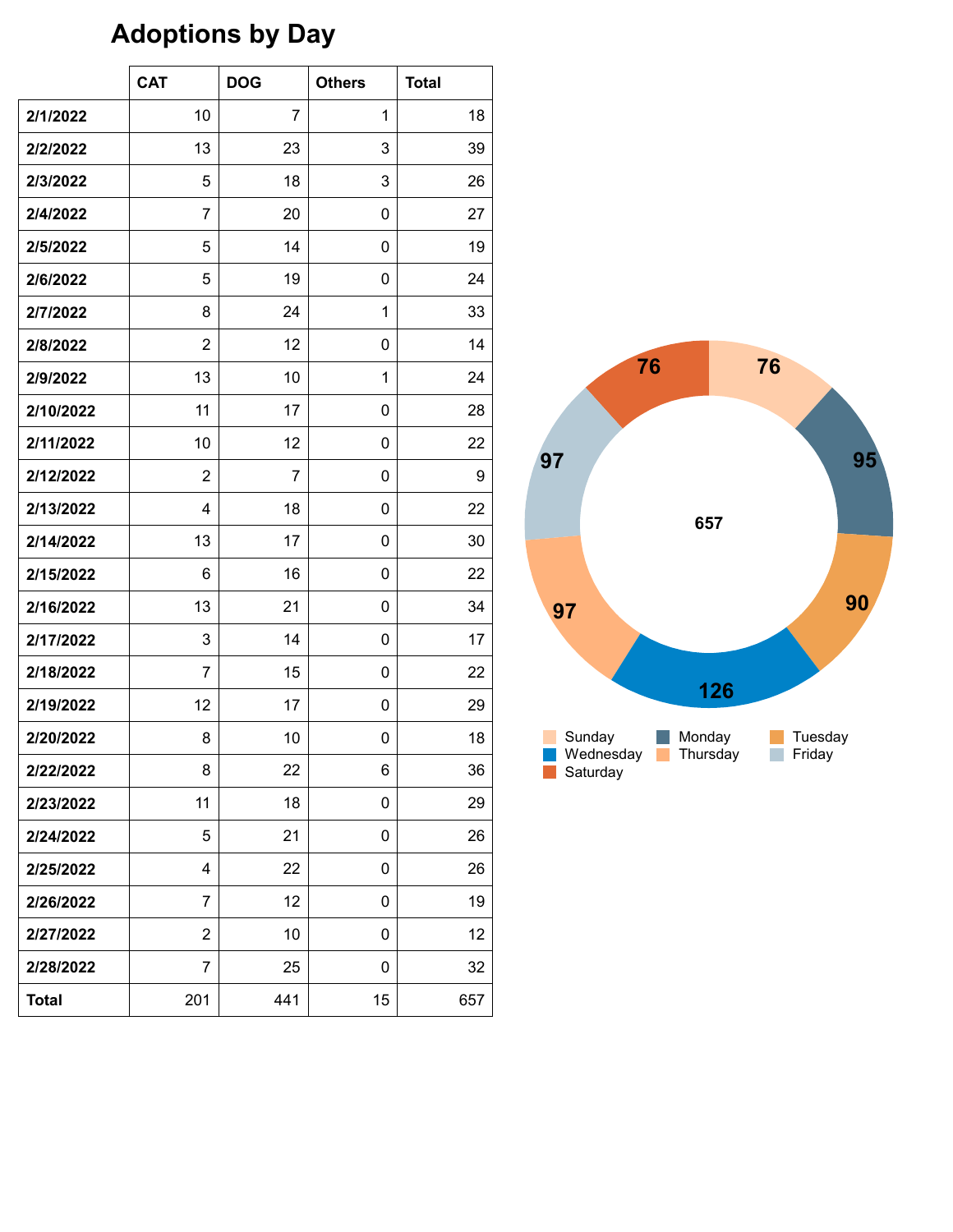# Adoptions by Day

| | CAT | DOG | Others | Total |
|---|---|---|---|---|
| **2/1/2022** | 10 | 7 | 1 | 18 |
| **2/2/2022** | 13 | 23 | 3 | 39 |
| **2/3/2022** | 5 | 18 | 3 | 26 |
| **2/4/2022** | 7 | 20 | 0 | 27 |
| **2/5/2022** | 5 | 14 | 0 | 19 |
| **2/6/2022** | 5 | 19 | 0 | 24 |
| **2/7/2022** | 8 | 24 | 1 | 33 |
| **2/8/2022** | 2 | 12 | 0 | 14 |
| **2/9/2022** | 13 | 10 | 1 | 24 |
| **2/10/2022** | 11 | 17 | 0 | 28 |
| **2/11/2022** | 10 | 12 | 0 | 22 |
| **2/12/2022** | 2 | 7 | 0 | 9 |
| **2/13/2022** | 4 | 18 | 0 | 22 |
| **2/14/2022** | 13 | 17 | 0 | 30 |
| **2/15/2022** | 6 | 16 | 0 | 22 |
| **2/16/2022** | 13 | 21 | 0 | 34 |
| **2/17/2022** | 3 | 14 | 0 | 17 |
| **2/18/2022** | 7 | 15 | 0 | 22 |
| **2/19/2022** | 12 | 17 | 0 | 29 |
| **2/20/2022** | 8 | 10 | 0 | 18 |
| **2/22/2022** | 8 | 22 | 6 | 36 |
| **2/23/2022** | 11 | 18 | 0 | 29 |
| **2/24/2022** | 5 | 21 | 0 | 26 |
| **2/25/2022** | 4 | 22 | 0 | 26 |
| **2/26/2022** | 7 | 12 | 0 | 19 |
| **2/27/2022** | 2 | 10 | 0 | 12 |
| **2/28/2022** | 7 | 25 | 0 | 32 |
| **Total** | 201 | 441 | 15 | 657 |

| Day | Adoptions |
|---|---|
| Sunday | 76 |
| Monday | 95 |
| Tuesday | 90 |
| Wednesday | 126 |
| Thursday | 97 |
| Friday | 97 |
| Saturday | 76 |
| Total | 657 |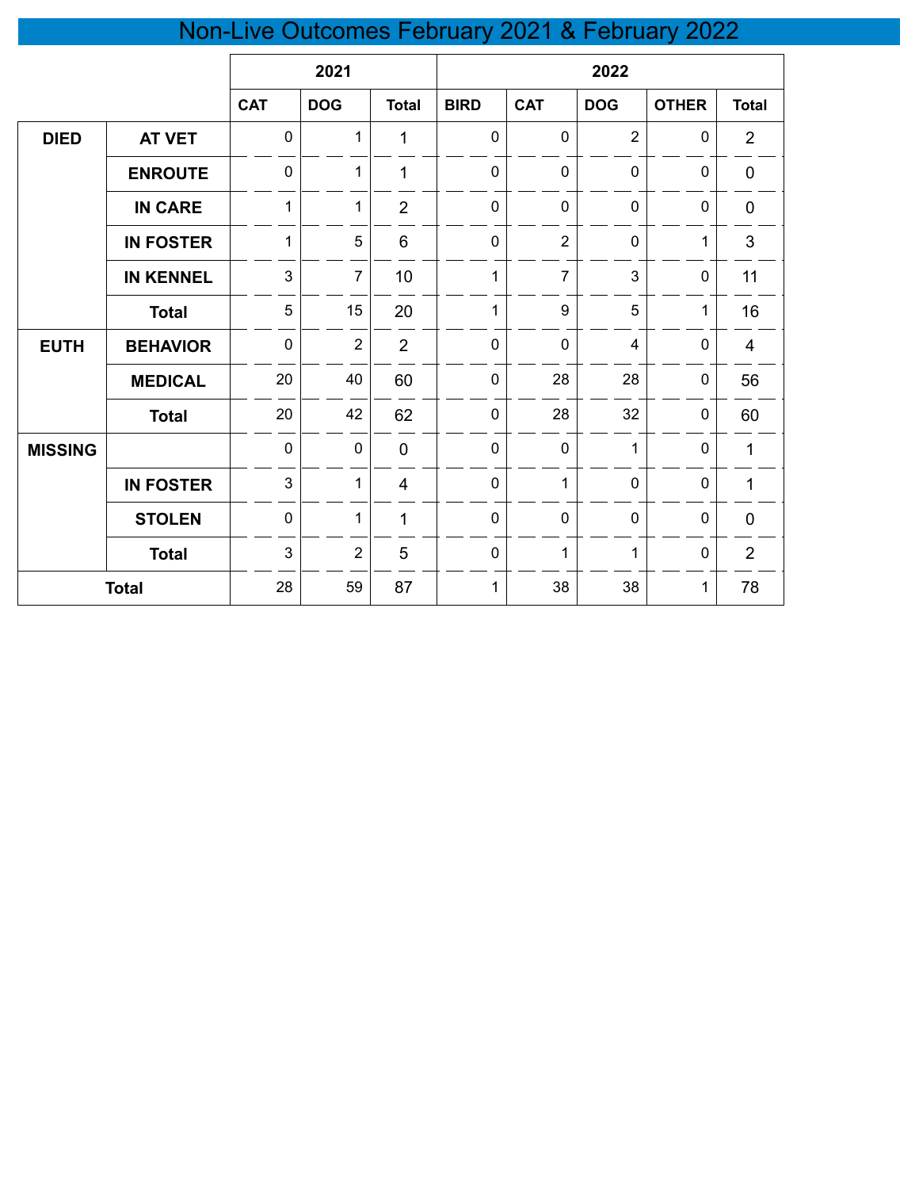# Non-Live Outcomes February 2021 & February 2022

| | | 2021 | | | 2022 | | | | |
|---|---|---|---|---|---|---|---|---|---|
| | | CAT | DOG | Total | BIRD | CAT | DOG | OTHER | Total |
| DIED | AT VET | 0 | 1 | 1 | 0 | 0 | 2 | 0 | 2 |
| | ENROUTE | 0 | 1 | 1 | 0 | 0 | 0 | 0 | 0 |
| | IN CARE | 1 | 1 | 2 | 0 | 0 | 0 | 0 | 0 |
| | IN FOSTER | 1 | 5 | 6 | 0 | 2 | 0 | 1 | 3 |
| | IN KENNEL | 3 | 7 | 10 | 1 | 7 | 3 | 0 | 11 |
| | Total | 5 | 15 | 20 | 1 | 9 | 5 | 1 | 16 |
| EUTH | BEHAVIOR | 0 | 2 | 2 | 0 | 0 | 4 | 0 | 4 |
| | MEDICAL | 20 | 40 | 60 | 0 | 28 | 28 | 0 | 56 |
| | Total | 20 | 42 | 62 | 0 | 28 | 32 | 0 | 60 |
| MISSING | | 0 | 0 | 0 | 0 | 0 | 1 | 0 | 1 |
| | IN FOSTER | 3 | 1 | 4 | 0 | 1 | 0 | 0 | 1 |
| | STOLEN | 0 | 1 | 1 | 0 | 0 | 0 | 0 | 0 |
| | Total | 3 | 2 | 5 | 0 | 1 | 1 | 0 | 2 |
| Total | | 28 | 59 | 87 | 1 | 38 | 38 | 1 | 78 |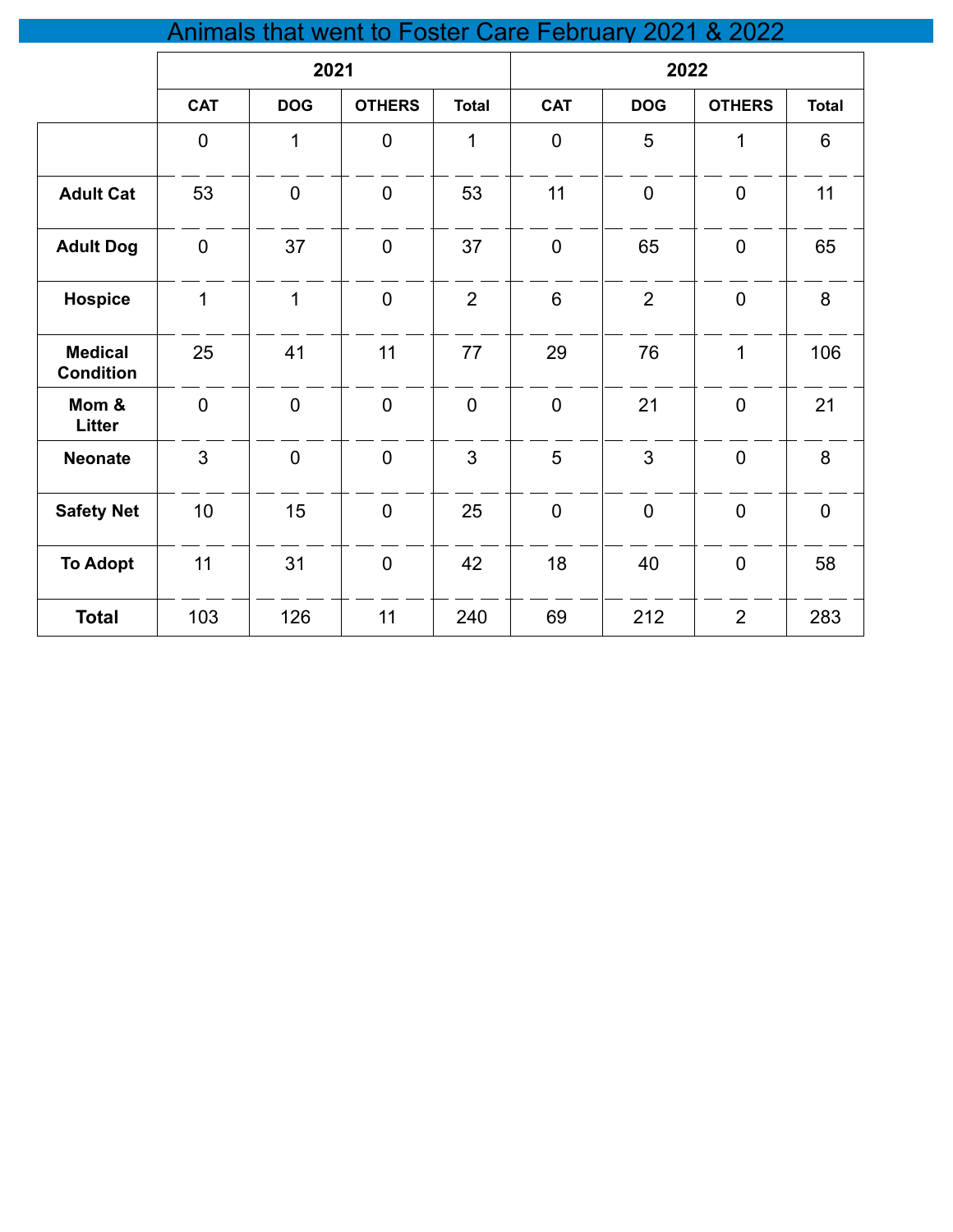# Animals that went to Foster Care February 2021 & 2022

| | 2021 | | | | 2022 | | | |
|---|---|---|---|---|---|---|---|---|
| | CAT | DOG | OTHERS | Total | CAT | DOG | OTHERS | Total |
| | 0 | 1 | 0 | 1 | 0 | 5 | 1 | 6 |
| **Adult Cat** | 53 | 0 | 0 | 53 | 11 | 0 | 0 | 11 |
| **Adult Dog** | 0 | 37 | 0 | 37 | 0 | 65 | 0 | 65 |
| **Hospice** | 1 | 1 | 0 | 2 | 6 | 2 | 0 | 8 |
| **Medical Condition** | 25 | 41 | 11 | 77 | 29 | 76 | 1 | 106 |
| **Mom & Litter** | 0 | 0 | 0 | 0 | 0 | 21 | 0 | 21 |
| **Neonate** | 3 | 0 | 0 | 3 | 5 | 3 | 0 | 8 |
| **Safety Net** | 10 | 15 | 0 | 25 | 0 | 0 | 0 | 0 |
| **To Adopt** | 11 | 31 | 0 | 42 | 18 | 40 | 0 | 58 |
| **Total** | 103 | 126 | 11 | 240 | 69 | 212 | 2 | 283 |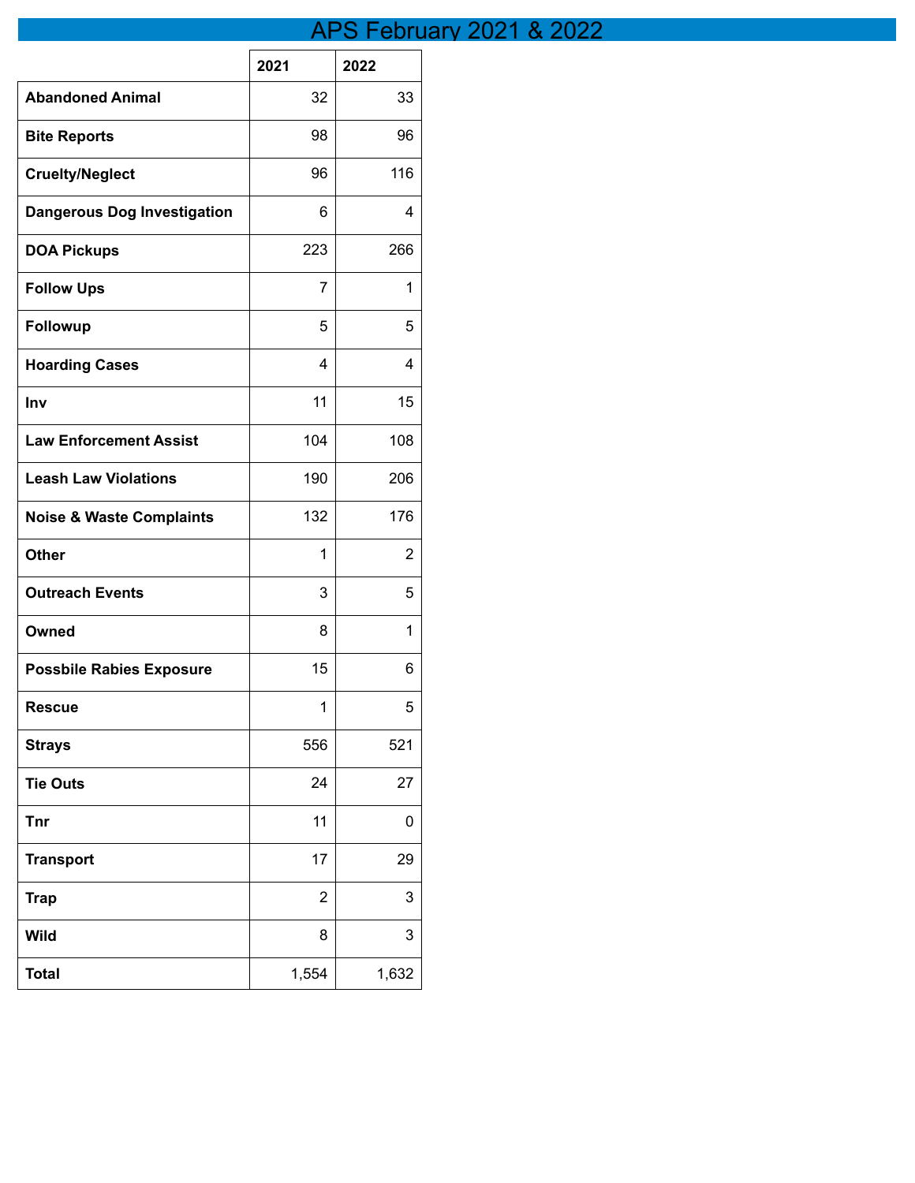# APS February 2021 & 2022

| | 2021 | 2022 |
|---|---|---|
| **Abandoned Animal** | 32 | 33 |
| **Bite Reports** | 98 | 96 |
| **Cruelty/Neglect** | 96 | 116 |
| **Dangerous Dog Investigation** | 6 | 4 |
| **DOA Pickups** | 223 | 266 |
| **Follow Ups** | 7 | 1 |
| **Followup** | 5 | 5 |
| **Hoarding Cases** | 4 | 4 |
| **Inv** | 11 | 15 |
| **Law Enforcement Assist** | 104 | 108 |
| **Leash Law Violations** | 190 | 206 |
| **Noise & Waste Complaints** | 132 | 176 |
| **Other** | 1 | 2 |
| **Outreach Events** | 3 | 5 |
| **Owned** | 8 | 1 |
| **Possbile Rabies Exposure** | 15 | 6 |
| **Rescue** | 1 | 5 |
| **Strays** | 556 | 521 |
| **Tie Outs** | 24 | 27 |
| **Tnr** | 11 | 0 |
| **Transport** | 17 | 29 |
| **Trap** | 2 | 3 |
| **Wild** | 8 | 3 |
| **Total** | 1,554 | 1,632 |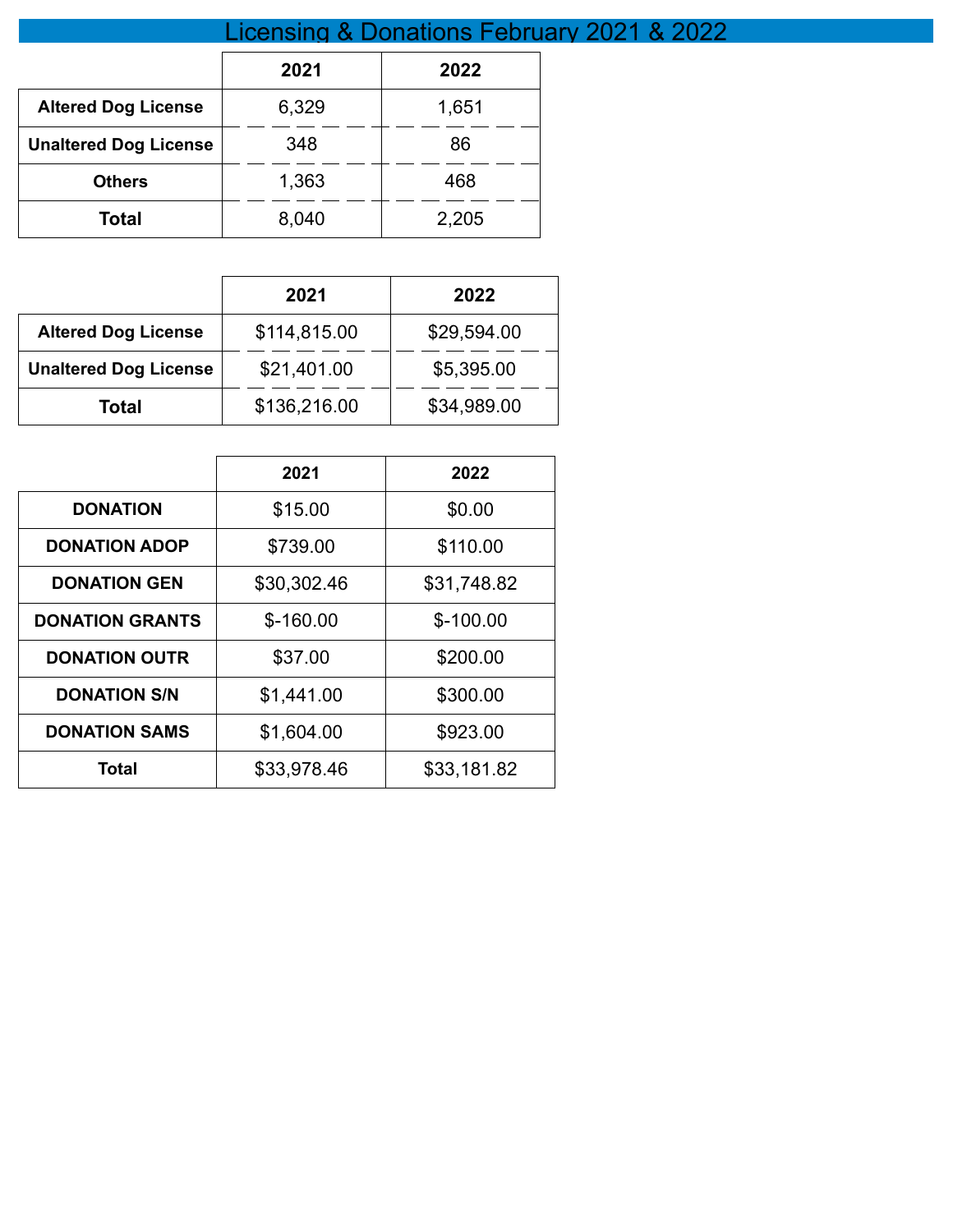# Licensing & Donations February 2021 & 2022

| | 2021 | 2022 |
|---|---|---|
| **Altered Dog License** | 6,329 | 1,651 |
| **Unaltered Dog License** | 348 | 86 |
| **Others** | 1,363 | 468 |
| **Total** | 8,040 | 2,205 |

| | 2021 | 2022 |
|---|---|---|
| **Altered Dog License** | $114,815.00 | $29,594.00 |
| **Unaltered Dog License** | $21,401.00 | $5,395.00 |
| **Total** | $136,216.00 | $34,989.00 |

| | 2021 | 2022 |
|---|---|---|
| **DONATION** | $15.00 | $0.00 |
| **DONATION ADOP** | $739.00 | $110.00 |
| **DONATION GEN** | $30,302.46 | $31,748.82 |
| **DONATION GRANTS** | $-160.00 | $-100.00 |
| **DONATION OUTR** | $37.00 | $200.00 |
| **DONATION S/N** | $1,441.00 | $300.00 |
| **DONATION SAMS** | $1,604.00 | $923.00 |
| **Total** | $33,978.46 | $33,181.82 |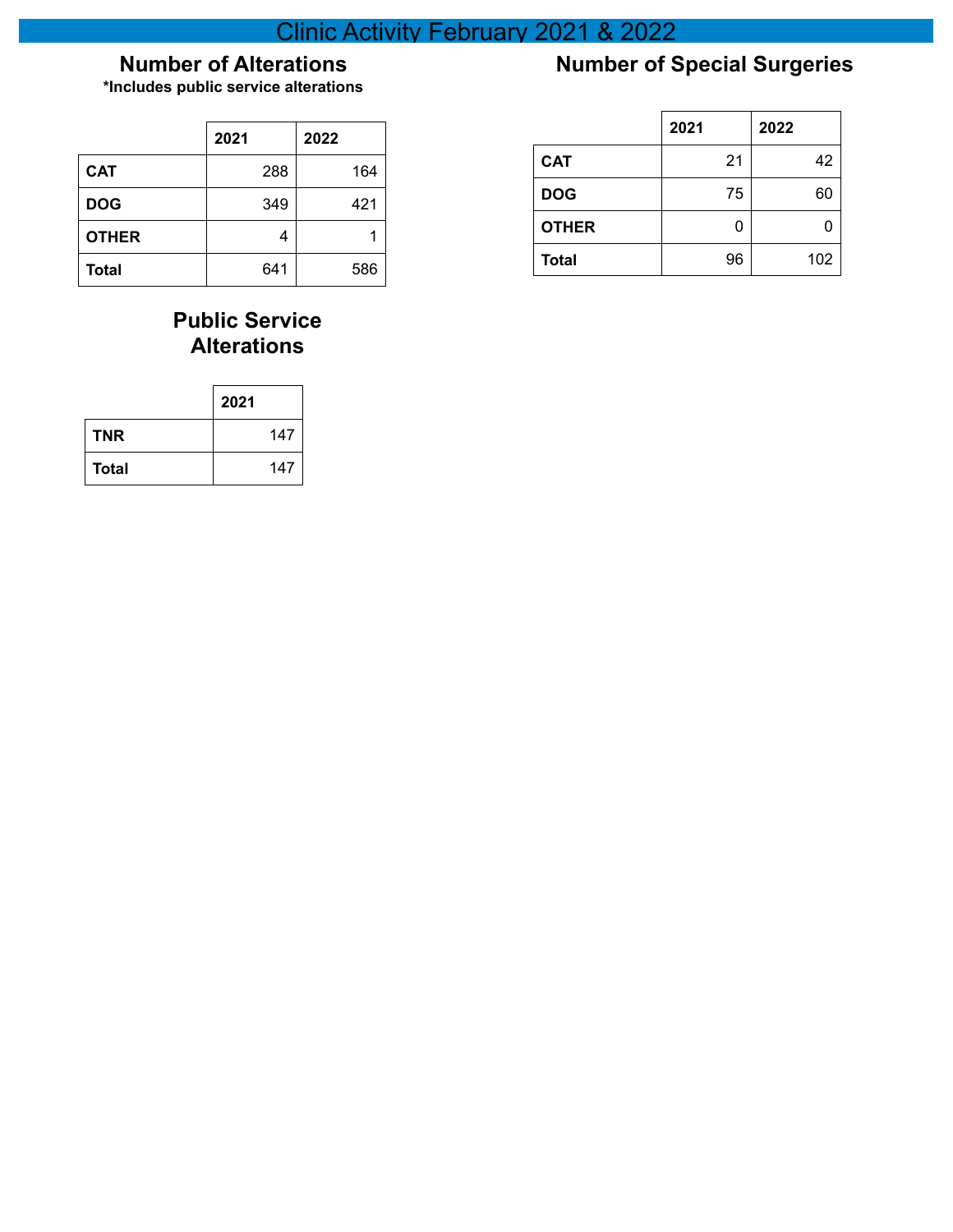# Clinic Activity February 2021 & 2022

## Number of Alterations

***Includes public service alterations**

| | 2021 | 2022 |
|---|---|---|
| **CAT** | 288 | 164 |
| **DOG** | 349 | 421 |
| **OTHER** | 4 | 1 |
| **Total** | 641 | 586 |

## Public Service Alterations

| | 2021 |
|---|---|
| **TNR** | 147 |
| **Total** | 147 |

## Number of Special Surgeries

| | 2021 | 2022 |
|---|---|---|
| **CAT** | 21 | 42 |
| **DOG** | 75 | 60 |
| **OTHER** | 0 | 0 |
| **Total** | 96 | 102 |